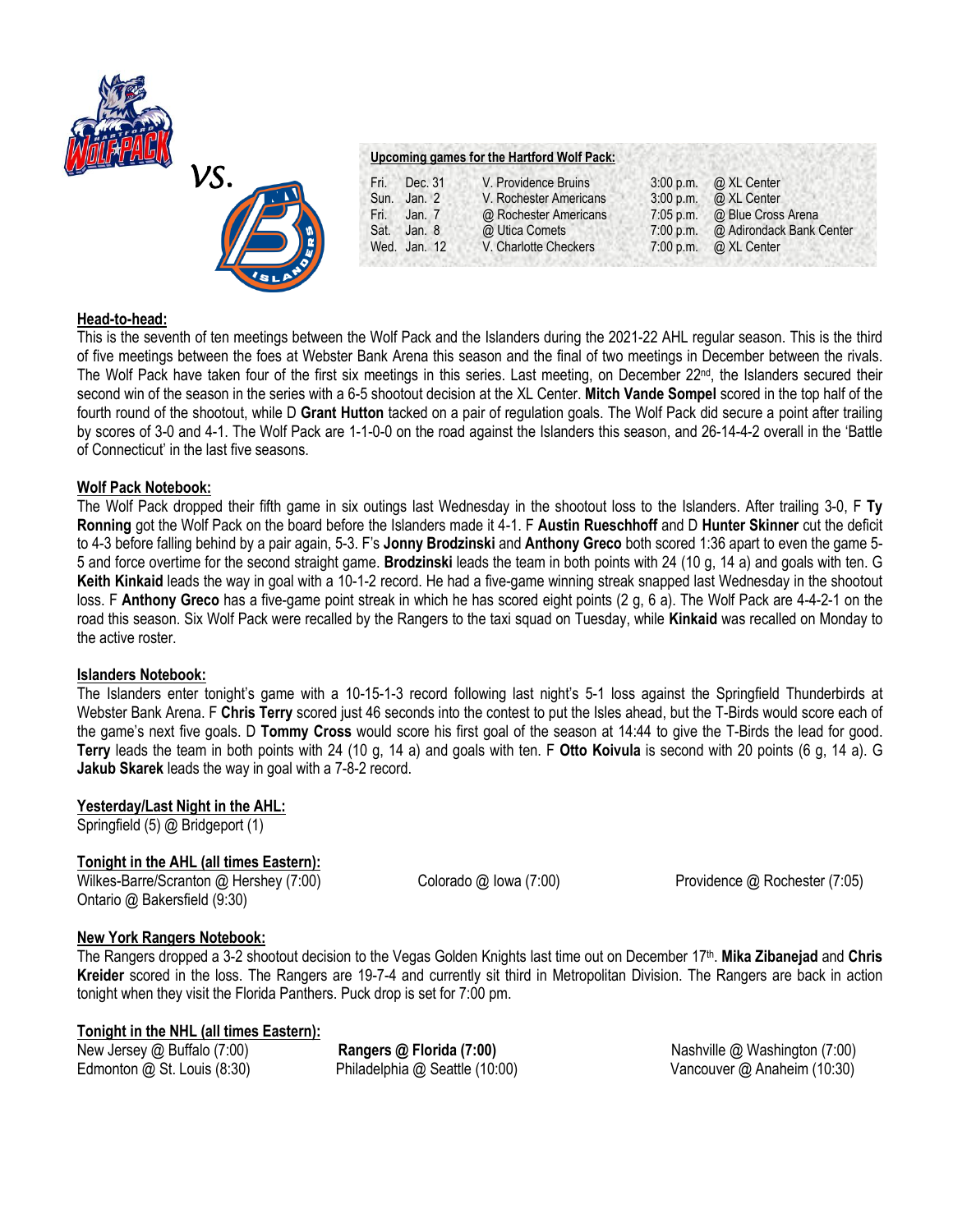vs.

**Upcoming games for the Hartford Wolf Pack:**

| | | | | |
|---|---|---|---|---|
| Fri. | Dec. 31 | V. Providence Bruins | 3:00 p.m. | @ XL Center |
| Sun. | Jan. 2 | V. Rochester Americans | 3:00 p.m. | @ XL Center |
| Fri. | Jan. 7 | @ Rochester Americans | 7:05 p.m. | @ Blue Cross Arena |
| Sat. | Jan. 8 | @ Utica Comets | 7:00 p.m. | @ Adirondack Bank Center |
| Wed. | Jan. 12 | V. Charlotte Checkers | 7:00 p.m. | @ XL Center |

**Head-to-head:**

This is the seventh of ten meetings between the Wolf Pack and the Islanders during the 2021-22 AHL regular season. This is the third of five meetings between the foes at Webster Bank Arena this season and the final of two meetings in December between the rivals. The Wolf Pack have taken four of the first six meetings in this series. Last meeting, on December 22nd, the Islanders secured their second win of the season in the series with a 6-5 shootout decision at the XL Center. **Mitch Vande Sompel** scored in the top half of the fourth round of the shootout, while D **Grant Hutton** tacked on a pair of regulation goals. The Wolf Pack did secure a point after trailing by scores of 3-0 and 4-1. The Wolf Pack are 1-1-0-0 on the road against the Islanders this season, and 26-14-4-2 overall in the 'Battle of Connecticut' in the last five seasons.

**Wolf Pack Notebook:**

The Wolf Pack dropped their fifth game in six outings last Wednesday in the shootout loss to the Islanders. After trailing 3-0, F **Ty Ronning** got the Wolf Pack on the board before the Islanders made it 4-1. F **Austin Rueschhoff** and D **Hunter Skinner** cut the deficit to 4-3 before falling behind by a pair again, 5-3. F's **Jonny Brodzinski** and **Anthony Greco** both scored 1:36 apart to even the game 5-5 and force overtime for the second straight game. **Brodzinski** leads the team in both points with 24 (10 g, 14 a) and goals with ten. G **Keith Kinkaid** leads the way in goal with a 10-1-2 record. He had a five-game winning streak snapped last Wednesday in the shootout loss. F **Anthony Greco** has a five-game point streak in which he has scored eight points (2 g, 6 a). The Wolf Pack are 4-4-2-1 on the road this season. Six Wolf Pack were recalled by the Rangers to the taxi squad on Tuesday, while **Kinkaid** was recalled on Monday to the active roster.

**Islanders Notebook:**

The Islanders enter tonight's game with a 10-15-1-3 record following last night's 5-1 loss against the Springfield Thunderbirds at Webster Bank Arena. F **Chris Terry** scored just 46 seconds into the contest to put the Isles ahead, but the T-Birds would score each of the game's next five goals. D **Tommy Cross** would score his first goal of the season at 14:44 to give the T-Birds the lead for good. **Terry** leads the team in both points with 24 (10 g, 14 a) and goals with ten. F **Otto Koivula** is second with 20 points (6 g, 14 a). G **Jakub Skarek** leads the way in goal with a 7-8-2 record.

**Yesterday/Last Night in the AHL:**

Springfield (5) @ Bridgeport (1)

**Tonight in the AHL (all times Eastern):**

Wilkes-Barre/Scranton @ Hershey (7:00)
Colorado @ Iowa (7:00)
Providence @ Rochester (7:05)
Ontario @ Bakersfield (9:30)

**New York Rangers Notebook:**

The Rangers dropped a 3-2 shootout decision to the Vegas Golden Knights last time out on December 17th. **Mika Zibanejad** and **Chris Kreider** scored in the loss. The Rangers are 19-7-4 and currently sit third in Metropolitan Division. The Rangers are back in action tonight when they visit the Florida Panthers. Puck drop is set for 7:00 pm.

**Tonight in the NHL (all times Eastern):**

New Jersey @ Buffalo (7:00)
**Rangers @ Florida (7:00)**
Nashville @ Washington (7:00)
Edmonton @ St. Louis (8:30)
Philadelphia @ Seattle (10:00)
Vancouver @ Anaheim (10:30)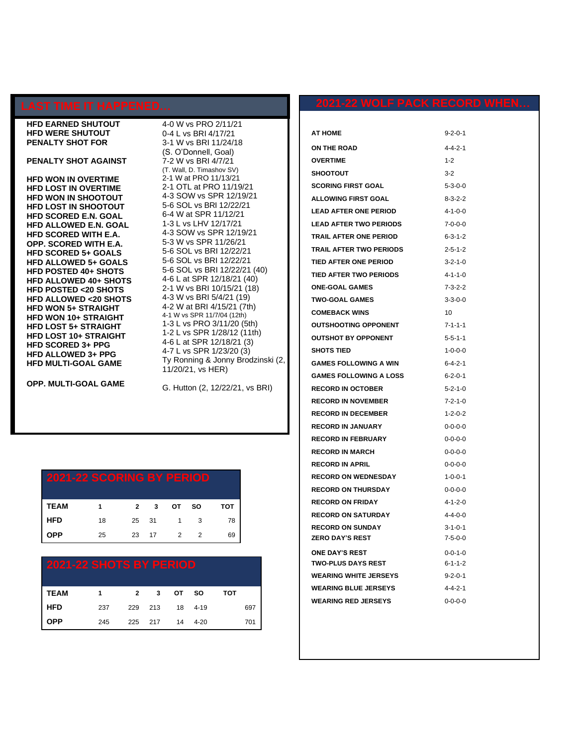## LAST TIME IT HAPPENED…

| | |
|---|---|
| **HFD EARNED SHUTOUT** | 4-0 W vs PRO 2/11/21 |
| **HFD WERE SHUTOUT** | 0-4 L vs BRI 4/17/21 |
| **PENALTY SHOT FOR** | 3-1 W vs BRI 11/24/18 (S. O'Donnell, Goal) |
| **PENALTY SHOT AGAINST** | 7-2 W vs BRI 4/7/21 (T. Wall, D. Timashov SV) |
| **HFD WON IN OVERTIME** | 2-1 W at PRO 11/13/21 |
| **HFD LOST IN OVERTIME** | 2-1 OTL at PRO 11/19/21 |
| **HFD WON IN SHOOTOUT** | 4-3 SOW vs SPR 12/19/21 |
| **HFD LOST IN SHOOTOUT** | 5-6 SOL vs BRI 12/22/21 |
| **HFD SCORED E.N. GOAL** | 6-4 W at SPR 11/12/21 |
| **HFD ALLOWED E.N. GOAL** | 1-3 L vs LHV 12/17/21 |
| **HFD SCORED WITH E.A.** | 4-3 SOW vs SPR 12/19/21 |
| **OPP. SCORED WITH E.A.** | 5-3 W vs SPR 11/26/21 |
| **HFD SCORED 5+ GOALS** | 5-6 SOL vs BRI 12/22/21 |
| **HFD ALLOWED 5+ GOALS** | 5-6 SOL vs BRI 12/22/21 |
| **HFD POSTED 40+ SHOTS** | 5-6 SOL vs BRI 12/22/21 (40) |
| **HFD ALLOWED 40+ SHOTS** | 4-6 L at SPR 12/18/21 (40) |
| **HFD POSTED <20 SHOTS** | 2-1 W vs BRI 10/15/21 (18) |
| **HFD ALLOWED <20 SHOTS** | 4-3 W vs BRI 5/4/21 (19) |
| **HFD WON 5+ STRAIGHT** | 4-2 W at BRI 4/15/21 (7th) |
| **HFD WON 10+ STRAIGHT** | 4-1 W vs SPR 11/7/04 (12th) |
| **HFD LOST 5+ STRAIGHT** | 1-3 L vs PRO 3/11/20 (5th) |
| **HFD LOST 10+ STRAIGHT** | 1-2 L vs SPR 1/28/12 (11th) |
| **HFD SCORED 3+ PPG** | 4-6 L at SPR 12/18/21 (3) |
| **HFD ALLOWED 3+ PPG** | 4-7 L vs SPR 1/23/20 (3) |
| **HFD MULTI-GOAL GAME** | Ty Ronning & Jonny Brodzinski (2, 11/20/21, vs HER) |
| **OPP. MULTI-GOAL GAME** | G. Hutton (2, 12/22/21, vs BRI) |

## 2021-22 SCORING BY PERIOD

| TEAM | 1 | 2 | 3 | OT | SO | TOT |
|---|---|---|---|---|---|---|
| HFD | 18 | 25 | 31 | 1 | 3 | 78 |
| OPP | 25 | 23 | 17 | 2 | 2 | 69 |

## 2021-22 SHOTS BY PERIOD

| TEAM | 1 | 2 | 3 | OT | SO | TOT |
|---|---|---|---|---|---|---|
| HFD | 237 | 229 | 213 | 18 | 4-19 | 697 |
| OPP | 245 | 225 | 217 | 14 | 4-20 | 701 |

## 2021-22 WOLF PACK RECORD WHEN…

| | |
|---|---|
| AT HOME | 9-2-0-1 |
| ON THE ROAD | 4-4-2-1 |
| OVERTIME | 1-2 |
| SHOOTOUT | 3-2 |
| SCORING FIRST GOAL | 5-3-0-0 |
| ALLOWING FIRST GOAL | 8-3-2-2 |
| LEAD AFTER ONE PERIOD | 4-1-0-0 |
| LEAD AFTER TWO PERIODS | 7-0-0-0 |
| TRAIL AFTER ONE PERIOD | 6-3-1-2 |
| TRAIL AFTER TWO PERIODS | 2-5-1-2 |
| TIED AFTER ONE PERIOD | 3-2-1-0 |
| TIED AFTER TWO PERIODS | 4-1-1-0 |
| ONE-GOAL GAMES | 7-3-2-2 |
| TWO-GOAL GAMES | 3-3-0-0 |
| COMEBACK WINS | 10 |
| OUTSHOOTING OPPONENT | 7-1-1-1 |
| OUTSHOT BY OPPONENT | 5-5-1-1 |
| SHOTS TIED | 1-0-0-0 |
| GAMES FOLLOWING A WIN | 6-4-2-1 |
| GAMES FOLLOWING A LOSS | 6-2-0-1 |
| RECORD IN OCTOBER | 5-2-1-0 |
| RECORD IN NOVEMBER | 7-2-1-0 |
| RECORD IN DECEMBER | 1-2-0-2 |
| RECORD IN JANUARY | 0-0-0-0 |
| RECORD IN FEBRUARY | 0-0-0-0 |
| RECORD IN MARCH | 0-0-0-0 |
| RECORD IN APRIL | 0-0-0-0 |
| RECORD ON WEDNESDAY | 1-0-0-1 |
| RECORD ON THURSDAY | 0-0-0-0 |
| RECORD ON FRIDAY | 4-1-2-0 |
| RECORD ON SATURDAY | 4-4-0-0 |
| RECORD ON SUNDAY | 3-1-0-1 |
| ZERO DAY'S REST | 7-5-0-0 |
| ONE DAY'S REST | 0-0-1-0 |
| TWO-PLUS DAYS REST | 6-1-1-2 |
| WEARING WHITE JERSEYS | 9-2-0-1 |
| WEARING BLUE JERSEYS | 4-4-2-1 |
| WEARING RED JERSEYS | 0-0-0-0 |